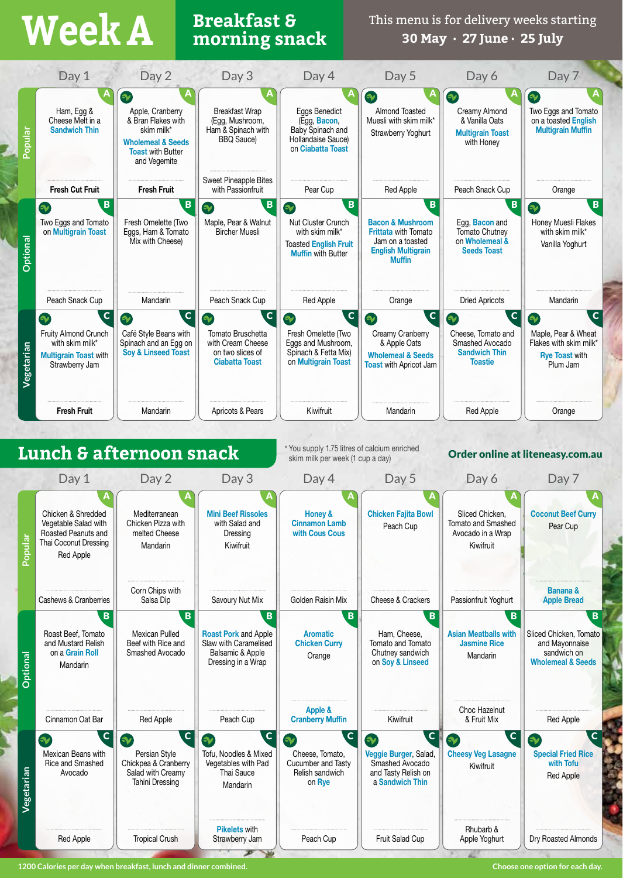# Week A

## Breakfast & morning snack

This menu is for delivery weeks starting **30 May · 27 June · 25 July**

| | Day 1 | Day 2 | Day 3 | Day 4 | Day 5 | Day 6 | Day 7 |
|---|---|---|---|---|---|---|---|
| **Popular** (A) | Ham, Egg & Cheese Melt in a Sandwich Thin / **Fresh Cut Fruit** | Apple, Cranberry & Bran Flakes with skim milk* / Wholemeal & Seeds Toast with Butter and Vegemite / **Fresh Fruit** | Breakfast Wrap (Egg, Mushroom, Ham & Spinach with BBQ Sauce) / Sweet Pineapple Bites with Passionfruit | Eggs Benedict (Egg, Bacon, Baby Spinach and Hollandaise Sauce) on Ciabatta Toast / Pear Cup | Almond Toasted Muesli with skim milk* / Strawberry Yoghurt / Red Apple | Creamy Almond & Vanilla Oats / Multigrain Toast with Honey / Peach Snack Cup | Two Eggs and Tomato on a toasted English Multigrain Muffin / Orange |
| **Optional** (B) | Two Eggs and Tomato on Multigrain Toast / Peach Snack Cup | Fresh Omelette (Two Eggs, Ham & Tomato Mix with Cheese) / Mandarin | Maple, Pear & Walnut Bircher Muesli / Peach Snack Cup | Nut Cluster Crunch with skim milk* / Toasted English Fruit Muffin with Butter / Red Apple | Bacon & Mushroom Frittata with Tomato Jam on a toasted English Multigrain Muffin / Orange | Egg, Bacon and Tomato Chutney on Wholemeal & Seeds Toast / Dried Apricots | Honey Muesli Flakes with skim milk* / Vanilla Yoghurt / Mandarin |
| **Vegetarian** (C) | Fruity Almond Crunch with skim milk* / Multigrain Toast with Strawberry Jam / **Fresh Fruit** | Café Style Beans with Spinach and an Egg on Soy & Linseed Toast / Mandarin | Tomato Bruschetta with Cream Cheese on two slices of Ciabatta Toast / Apricots & Pears | Fresh Omelette (Two Eggs and Mushroom, Spinach & Fetta Mix) on Multigrain Toast / Kiwifruit | Creamy Cranberry & Apple Oats / Wholemeal & Seeds Toast with Apricot Jam / Mandarin | Cheese, Tomato and Smashed Avocado Sandwich Thin Toastie / Red Apple | Maple, Pear & Wheat Flakes with skim milk* / Rye Toast with Plum Jam / Orange |

## Lunch & afternoon snack

\* You supply 1.75 litres of calcium enriched skim milk per week (1 cup a day)

**Order online at liteeasy.com.au**

| | Day 1 | Day 2 | Day 3 | Day 4 | Day 5 | Day 6 | Day 7 |
|---|---|---|---|---|---|---|---|
| **Popular** (A) | Chicken & Shredded Vegetable Salad with Roasted Peanuts and Thai Coconut Dressing / Red Apple / Cashews & Cranberries | Mediterranean Chicken Pizza with melted Cheese / Mandarin / Corn Chips with Salsa Dip | Mini Beef Rissoles with Salad and Dressing / Kiwifruit / Savoury Nut Mix | Honey & Cinnamon Lamb with Cous Cous / Golden Raisin Mix | Chicken Fajita Bowl / Peach Cup / Cheese & Crackers | Sliced Chicken, Tomato and Smashed Avocado in a Wrap / Kiwifruit / Passionfruit Yoghurt | Coconut Beef Curry / Pear Cup / Banana & Apple Bread |
| **Optional** (B) | Roast Beef, Tomato and Mustard Relish on a Grain Roll / Mandarin / Cinnamon Oat Bar | Mexican Pulled Beef with Rice and Smashed Avocado / Red Apple | Roast Pork and Apple Slaw with Caramelised Balsamic & Apple Dressing in a Wrap / Peach Cup | Aromatic Chicken Curry / Orange / Apple & Cranberry Muffin | Ham, Cheese, Tomato and Tomato Chutney sandwich on Soy & Linseed / Kiwifruit | Asian Meatballs with Jasmine Rice / Mandarin / Choc Hazelnut & Fruit Mix | Sliced Chicken, Tomato and Mayonnaise sandwich on Wholemeal & Seeds / Red Apple |
| **Vegetarian** (C) | Mexican Beans with Rice and Smashed Avocado / Red Apple | Persian Style Chickpea & Cranberry Salad with Creamy Tahini Dressing / Tropical Crush | Tofu, Noodles & Mixed Vegetables with Pad Thai Sauce / Mandarin / Pikelets with Strawberry Jam | Cheese, Tomato, Cucumber and Tasty Relish sandwich on Rye / Peach Cup | Veggie Burger, Salad, Smashed Avocado and Tasty Relish on a Sandwich Thin / Fruit Salad Cup | Cheesy Veg Lasagne / Kiwifruit / Rhubarb & Apple Yoghurt | Special Fried Rice with Tofu / Red Apple / Dry Roasted Almonds |

**1200 Calories per day when breakfast, lunch and dinner combined.**

**Choose one option for each day.**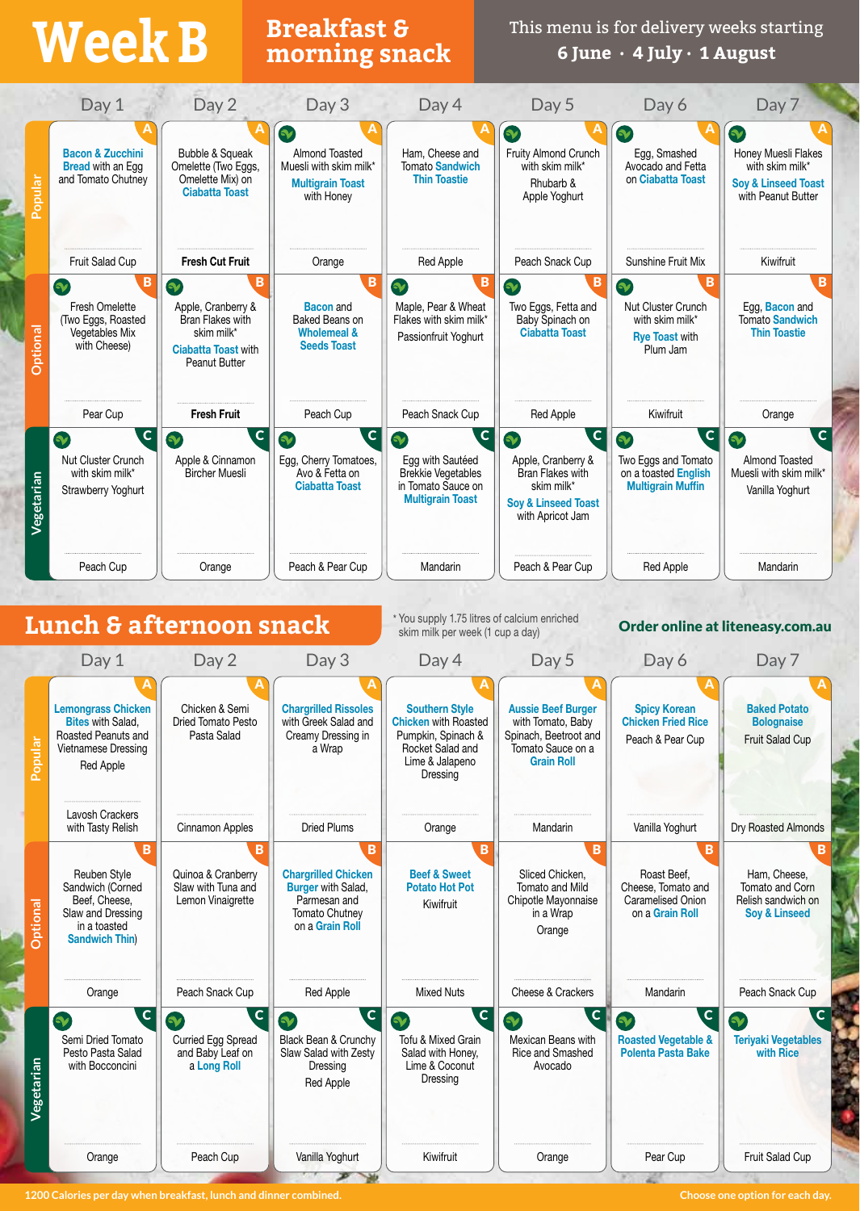# Week B

## Breakfast & morning snack

This menu is for delivery weeks starting **6 June · 4 July · 1 August**

| | Day 1 | Day 2 | Day 3 | Day 4 | Day 5 | Day 6 | Day 7 |
|---|---|---|---|---|---|---|---|
| **Popular** (A) | Bacon & Zucchini Bread with an Egg and Tomato Chutney | Bubble & Squeak Omelette (Two Eggs, Omelette Mix) on Ciabatta Toast | Almond Toasted Muesli with skim milk* Multigrain Toast with Honey | Ham, Cheese and Tomato Sandwich Thin Toastie | Fruity Almond Crunch with skim milk* Rhubarb & Apple Yoghurt | Egg, Smashed Avocado and Fetta on Ciabatta Toast | Honey Muesli Flakes with skim milk* Soy & Linseed Toast with Peanut Butter |
| Snack | Fruit Salad Cup | Fresh Cut Fruit | Orange | Red Apple | Peach Snack Cup | Sunshine Fruit Mix | Kiwifruit |
| **Optional** (B) | Fresh Omelette (Two Eggs, Roasted Vegetables Mix with Cheese) | Apple, Cranberry & Bran Flakes with skim milk* Ciabatta Toast with Peanut Butter | Bacon and Baked Beans on Wholemeal & Seeds Toast | Maple, Pear & Wheat Flakes with skim milk* Passionfruit Yoghurt | Two Eggs, Fetta and Baby Spinach on Ciabatta Toast | Nut Cluster Crunch with skim milk* Rye Toast with Plum Jam | Egg, Bacon and Tomato Sandwich Thin Toastie |
| Snack | Pear Cup | Fresh Fruit | Peach Cup | Peach Snack Cup | Red Apple | Kiwifruit | Orange |
| **Vegetarian** (C) | Nut Cluster Crunch with skim milk* Strawberry Yoghurt | Apple & Cinnamon Bircher Muesli | Egg, Cherry Tomatoes, Avo & Fetta on Ciabatta Toast | Egg with Sautéed Brekkie Vegetables in Tomato Sauce on Multigrain Toast | Apple, Cranberry & Bran Flakes with skim milk* Soy & Linseed Toast with Apricot Jam | Two Eggs and Tomato on a toasted English Multigrain Muffin | Almond Toasted Muesli with skim milk* Vanilla Yoghurt |
| Snack | Peach Cup | Orange | Peach & Pear Cup | Mandarin | Peach & Pear Cup | Red Apple | Mandarin |

## Lunch & afternoon snack

* You supply 1.75 litres of calcium enriched skim milk per week (1 cup a day)

**Order online at liteeasy.com.au**

| | Day 1 | Day 2 | Day 3 | Day 4 | Day 5 | Day 6 | Day 7 |
|---|---|---|---|---|---|---|---|
| **Popular** (A) | Lemongrass Chicken Bites with Salad, Roasted Peanuts and Vietnamese Dressing Red Apple | Chicken & Semi Dried Tomato Pesto Pasta Salad | Chargrilled Rissoles with Greek Salad and Creamy Dressing in a Wrap | Southern Style Chicken with Roasted Pumpkin, Spinach & Rocket Salad and Lime & Jalapeno Dressing | Aussie Beef Burger with Tomato, Baby Spinach, Beetroot and Tomato Sauce on a Grain Roll | Spicy Korean Chicken Fried Rice Peach & Pear Cup | Baked Potato Bolognaise Fruit Salad Cup |
| Snack | Lavosh Crackers with Tasty Relish | Cinnamon Apples | Dried Plums | Orange | Mandarin | Vanilla Yoghurt | Dry Roasted Almonds |
| **Optional** (B) | Reuben Style Sandwich (Corned Beef, Cheese, Slaw and Dressing in a toasted Sandwich Thin) | Quinoa & Cranberry Slaw with Tuna and Lemon Vinaigrette | Chargrilled Chicken Burger with Salad, Parmesan and Tomato Chutney on a Grain Roll | Beef & Sweet Potato Hot Pot Kiwifruit | Sliced Chicken, Tomato and Mild Chipotle Mayonnaise in a Wrap Orange | Roast Beef, Cheese, Tomato and Caramelised Onion on a Grain Roll | Ham, Cheese, Tomato and Corn Relish sandwich on Soy & Linseed |
| Snack | Orange | Peach Snack Cup | Red Apple | Mixed Nuts | Cheese & Crackers | Mandarin | Peach Snack Cup |
| **Vegetarian** (C) | Semi Dried Tomato Pesto Pasta Salad with Bocconcini | Curried Egg Spread and Baby Leaf on a Long Roll | Black Bean & Crunchy Slaw Salad with Zesty Dressing Red Apple | Tofu & Mixed Grain Salad with Honey, Lime & Coconut Dressing | Mexican Beans with Rice and Smashed Avocado | Roasted Vegetable & Polenta Pasta Bake | Teriyaki Vegetables with Rice |
| Snack | Orange | Peach Cup | Vanilla Yoghurt | Kiwifruit | Orange | Pear Cup | Fruit Salad Cup |

1200 Calories per day when breakfast, lunch and dinner combined.

Choose one option for each day.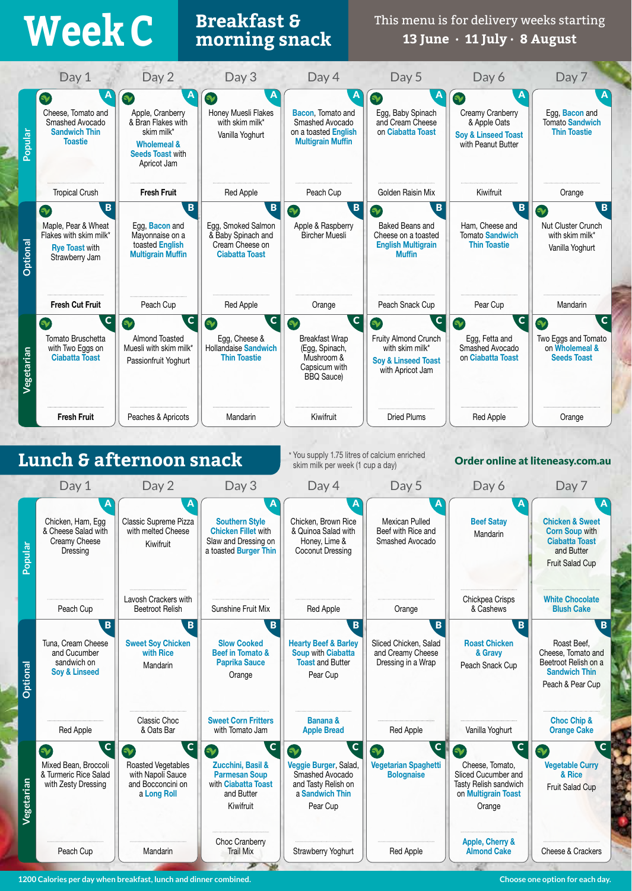# Week C

## Breakfast & morning snack

This menu is for delivery weeks starting **13 June · 11 July · 8 August**

| | Day 1 | Day 2 | Day 3 | Day 4 | Day 5 | Day 6 | Day 7 |
|---|---|---|---|---|---|---|---|
| **Popular (A)** | Cheese, Tomato and Smashed Avocado Sandwich Thin Toastie | Apple, Cranberry & Bran Flakes with skim milk* Wholemeal & Seeds Toast with Apricot Jam | Honey Muesli Flakes with skim milk* Vanilla Yoghurt | Bacon, Tomato and Smashed Avocado on a toasted English Multigrain Muffin | Egg, Baby Spinach and Cream Cheese on Ciabatta Toast | Creamy Cranberry & Apple Oats Soy & Linseed Toast with Peanut Butter | Egg, Bacon and Tomato Sandwich Thin Toastie |
| *Snack* | Tropical Crush | **Fresh Fruit** | Red Apple | Peach Cup | Golden Raisin Mix | Kiwifruit | Orange |
| **Optional (B)** | Maple, Pear & Wheat Flakes with skim milk* Rye Toast with Strawberry Jam | Egg, Bacon and Mayonnaise on a toasted English Multigrain Muffin | Egg, Smoked Salmon & Baby Spinach and Cream Cheese on Ciabatta Toast | Apple & Raspberry Bircher Muesli | Baked Beans and Cheese on a toasted English Multigrain Muffin | Ham, Cheese and Tomato Sandwich Thin Toastie | Nut Cluster Crunch with skim milk* Vanilla Yoghurt |
| *Snack* | **Fresh Cut Fruit** | Peach Cup | Red Apple | Orange | Peach Snack Cup | Pear Cup | Mandarin |
| **Vegetarian (C)** | Tomato Bruschetta with Two Eggs on Ciabatta Toast | Almond Toasted Muesli with skim milk* Passionfruit Yoghurt | Egg, Cheese & Hollandaise Sandwich Thin Toastie | Breakfast Wrap (Egg, Spinach, Mushroom & Capsicum with BBQ Sauce) | Fruity Almond Crunch with skim milk* Soy & Linseed Toast with Apricot Jam | Egg, Fetta and Smashed Avocado on Ciabatta Toast | Two Eggs and Tomato on Wholemeal & Seeds Toast |
| *Snack* | **Fresh Fruit** | Peaches & Apricots | Mandarin | Kiwifruit | Dried Plums | Red Apple | Orange |

## Lunch & afternoon snack

\* You supply 1.75 litres of calcium enriched skim milk per week (1 cup a day)

**Order online at liteeasy.com.au**

| | Day 1 | Day 2 | Day 3 | Day 4 | Day 5 | Day 6 | Day 7 |
|---|---|---|---|---|---|---|---|
| **Popular (A)** | Chicken, Ham, Egg & Cheese Salad with Creamy Cheese Dressing | Classic Supreme Pizza with melted Cheese Kiwifruit | Southern Style Chicken Fillet with Slaw and Dressing on a toasted Burger Thin | Chicken, Brown Rice & Quinoa Salad with Honey, Lime & Coconut Dressing | Mexican Pulled Beef with Rice and Smashed Avocado | Beef Satay Mandarin | Chicken & Sweet Corn Soup with Ciabatta Toast and Butter Fruit Salad Cup |
| *Snack* | Peach Cup | Lavosh Crackers with Beetroot Relish | Sunshine Fruit Mix | Red Apple | Orange | Chickpea Crisps & Cashews | White Chocolate Blush Cake |
| **Optional (B)** | Tuna, Cream Cheese and Cucumber sandwich on Soy & Linseed | Sweet Soy Chicken with Rice Mandarin | Slow Cooked Beef in Tomato & Paprika Sauce Orange | Hearty Beef & Barley Soup with Ciabatta Toast and Butter Pear Cup | Sliced Chicken, Salad and Creamy Cheese Dressing in a Wrap | Roast Chicken & Gravy Peach Snack Cup | Roast Beef, Cheese, Tomato and Beetroot Relish on a Sandwich Thin Peach & Pear Cup |
| *Snack* | Red Apple | Classic Choc & Oats Bar | Sweet Corn Fritters with Tomato Jam | Banana & Apple Bread | Red Apple | Vanilla Yoghurt | Choc Chip & Orange Cake |
| **Vegetarian (C)** | Mixed Bean, Broccoli & Turmeric Rice Salad with Zesty Dressing | Roasted Vegetables with Napoli Sauce and Bocconcini on a Long Roll | Zucchini, Basil & Parmesan Soup with Ciabatta Toast and Butter Kiwifruit | Veggie Burger, Salad, Smashed Avocado and Tasty Relish on a Sandwich Thin Pear Cup | Vegetarian Spaghetti Bolognaise | Cheese, Tomato, Sliced Cucumber and Tasty Relish sandwich on Multigrain Toast Orange | Vegetable Curry & Rice Fruit Salad Cup |
| *Snack* | Peach Cup | Mandarin | Choc Cranberry Trail Mix | Strawberry Yoghurt | Red Apple | Apple, Cherry & Almond Cake | Cheese & Crackers |

1200 Calories per day when breakfast, lunch and dinner combined.

Choose one option for each day.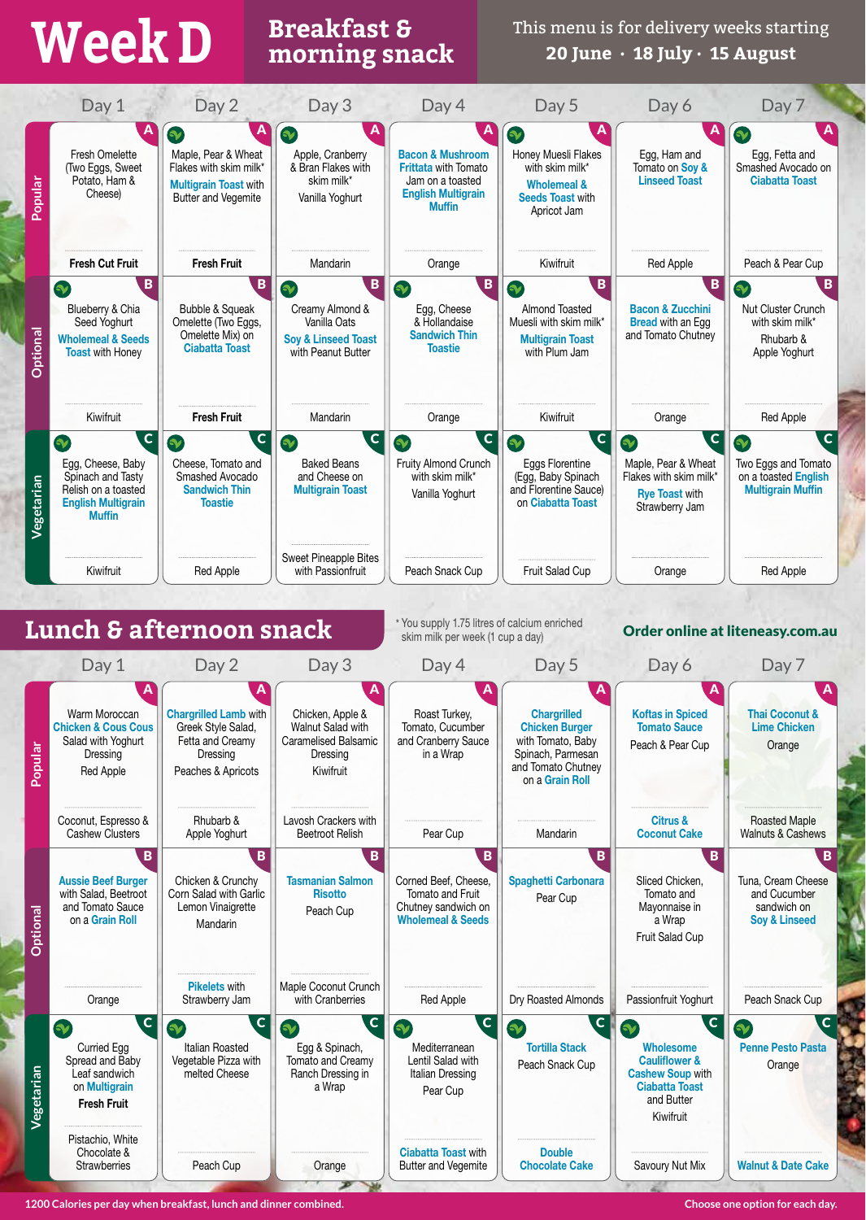# Week D

## Breakfast & morning snack

This menu is for delivery weeks starting **20 June · 18 July · 15 August**

| | Day 1 | Day 2 | Day 3 | Day 4 | Day 5 | Day 6 | Day 7 |
|---|---|---|---|---|---|---|---|
| **Popular** | A: Fresh Omelette (Two Eggs, Sweet Potato, Ham & Cheese) / **Fresh Cut Fruit** | A: Maple, Pear & Wheat Flakes with skim milk* / Multigrain Toast with Butter and Vegemite / **Fresh Fruit** | A: Apple, Cranberry & Bran Flakes with skim milk* / Vanilla Yoghurt / Mandarin | A: Bacon & Mushroom Frittata with Tomato Jam on a toasted English Multigrain Muffin / Orange | A: Honey Muesli Flakes with skim milk* / Wholemeal & Seeds Toast with Apricot Jam / Kiwifruit | A: Egg, Ham and Tomato on Soy & Linseed Toast / Red Apple | A: Egg, Fetta and Smashed Avocado on Ciabatta Toast / Peach & Pear Cup |
| **Optional** | B: Blueberry & Chia Seed Yoghurt / Wholemeal & Seeds Toast with Honey / Kiwifruit | B: Bubble & Squeak Omelette (Two Eggs, Omelette Mix) on Ciabatta Toast / **Fresh Fruit** | B: Creamy Almond & Vanilla Oats / Soy & Linseed Toast with Peanut Butter / Mandarin | B: Egg, Cheese & Hollandaise Sandwich Thin Toastie / Orange | B: Almond Toasted Muesli with skim milk* / Multigrain Toast with Plum Jam / Kiwifruit | B: Bacon & Zucchini Bread with an Egg and Tomato Chutney / Orange | B: Nut Cluster Crunch with skim milk* / Rhubarb & Apple Yoghurt / Red Apple |
| **Vegetarian** | C: Egg, Cheese, Baby Spinach and Tasty Relish on a toasted English Multigrain Muffin / Kiwifruit | C: Cheese, Tomato and Smashed Avocado Sandwich Thin Toastie / Red Apple | C: Baked Beans and Cheese on Multigrain Toast / Sweet Pineapple Bites with Passionfruit | C: Fruity Almond Crunch with skim milk* / Vanilla Yoghurt / Peach Snack Cup | C: Eggs Florentine (Egg, Baby Spinach and Florentine Sauce) on Ciabatta Toast / Fruit Salad Cup | C: Maple, Pear & Wheat Flakes with skim milk* / Rye Toast with Strawberry Jam / Orange | C: Two Eggs and Tomato on a toasted English Multigrain Muffin / Red Apple |

## Lunch & afternoon snack

\* You supply 1.75 litres of calcium enriched skim milk per week (1 cup a day)

**Order online at liteneasy.com.au**

| | Day 1 | Day 2 | Day 3 | Day 4 | Day 5 | Day 6 | Day 7 |
|---|---|---|---|---|---|---|---|
| **Popular** | A: Warm Moroccan Chicken & Cous Cous Salad with Yoghurt Dressing / Red Apple / Coconut, Espresso & Cashew Clusters | A: Chargrilled Lamb with Greek Style Salad, Fetta and Creamy Dressing / Peaches & Apricots / Rhubarb & Apple Yoghurt | A: Chicken, Apple & Walnut Salad with Caramelised Balsamic Dressing / Kiwifruit / Lavosh Crackers with Beetroot Relish | A: Roast Turkey, Tomato, Cucumber and Cranberry Sauce in a Wrap / Pear Cup | A: Chargrilled Chicken Burger with Tomato, Baby Spinach, Parmesan and Tomato Chutney on a Grain Roll / Mandarin | A: Koftas in Spiced Tomato Sauce / Peach & Pear Cup / Citrus & Coconut Cake | A: Thai Coconut & Lime Chicken / Orange / Roasted Maple Walnuts & Cashews |
| **Optional** | B: Aussie Beef Burger with Salad, Beetroot and Tomato Sauce on a Grain Roll / Orange | B: Chicken & Crunchy Corn Salad with Garlic Lemon Vinaigrette / Mandarin / Pikelets with Strawberry Jam | B: Tasmanian Salmon Risotto / Peach Cup / Maple Coconut Crunch with Cranberries | B: Corned Beef, Cheese, Tomato and Fruit Chutney sandwich on Wholemeal & Seeds / Red Apple | B: Spaghetti Carbonara / Pear Cup / Dry Roasted Almonds | B: Sliced Chicken, Tomato and Mayonnaise in a Wrap / Fruit Salad Cup / Passionfruit Yoghurt | B: Tuna, Cream Cheese and Cucumber sandwich on Soy & Linseed / Peach Snack Cup |
| **Vegetarian** | C: Curried Egg Spread and Baby Leaf sandwich on Multigrain / **Fresh Fruit** / Pistachio, White Chocolate & Strawberries | C: Italian Roasted Vegetable Pizza with melted Cheese / Peach Cup | C: Egg & Spinach, Tomato and Creamy Ranch Dressing in a Wrap / Orange | C: Mediterranean Lentil Salad with Italian Dressing / Pear Cup / Ciabatta Toast with Butter and Vegemite | C: Tortilla Stack / Peach Snack Cup / Double Chocolate Cake | C: Wholesome Cauliflower & Cashew Soup with Ciabatta Toast and Butter / Kiwifruit / Savoury Nut Mix | C: Penne Pesto Pasta / Orange / Walnut & Date Cake |

1200 Calories per day when breakfast, lunch and dinner combined.

Choose one option for each day.